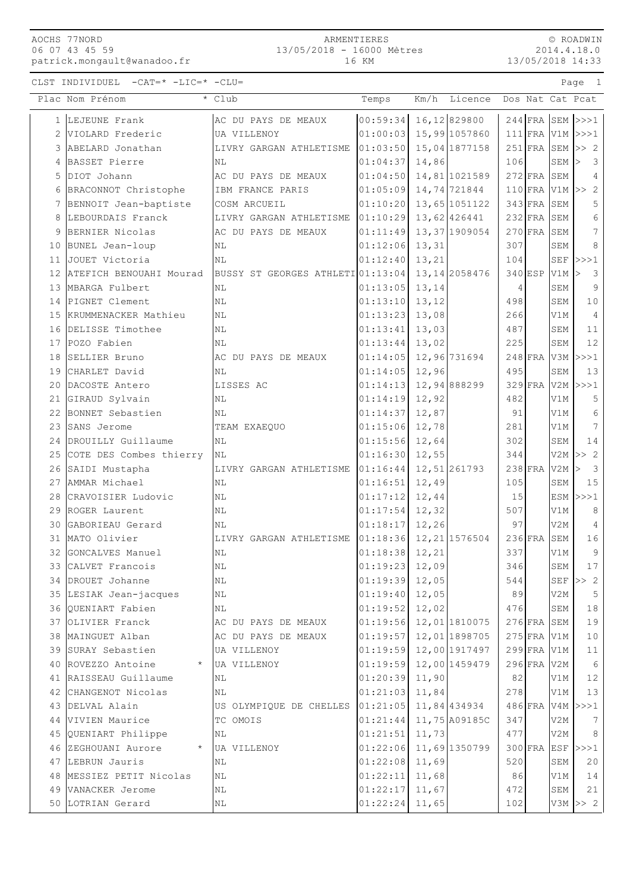AOCHS 77NORD
06 07 43 45 59
patrick.mongault@wanadoo.fr

ARMENTIERES
13/05/2018 - 16000 Mètres
16 KM

© ROADWIN
2014.4.18.0
13/05/2018 14:33

CLST INDIVIDUEL -CAT=* -LIC=* -CLU=

| Plac | Nom Prénom | * | Club | Temps | Km/h | Licence | Dos | Nat | Cat | Pcat |
|---|---|---|---|---|---|---|---|---|---|---|
| 1 | LEJEUNE Frank | | AC DU PAYS DE MEAUX | 00:59:34 | 16,12 | 829800 | 244 | FRA | SEM | >>>1 |
| 2 | VIOLARD Frederic | | UA VILLENOY | 01:00:03 | 15,99 | 1057860 | 111 | FRA | V1M | >>>1 |
| 3 | ABELARD Jonathan | | LIVRY GARGAN ATHLETISME | 01:03:50 | 15,04 | 1877158 | 251 | FRA | SEM | >> 2 |
| 4 | BASSET Pierre | | NL | 01:04:37 | 14,86 | | 106 | | SEM | > 3 |
| 5 | DIOT Johann | | AC DU PAYS DE MEAUX | 01:04:50 | 14,81 | 1021589 | 272 | FRA | SEM | 4 |
| 6 | BRACONNOT Christophe | | IBM FRANCE PARIS | 01:05:09 | 14,74 | 721844 | 110 | FRA | V1M | >> 2 |
| 7 | BENNOIT Jean-baptiste | | COSM ARCUEIL | 01:10:20 | 13,65 | 1051122 | 343 | FRA | SEM | 5 |
| 8 | LEBOURDAIS Franck | | LIVRY GARGAN ATHLETISME | 01:10:29 | 13,62 | 426441 | 232 | FRA | SEM | 6 |
| 9 | BERNIER Nicolas | | AC DU PAYS DE MEAUX | 01:11:49 | 13,37 | 1909054 | 270 | FRA | SEM | 7 |
| 10 | BUNEL Jean-loup | | NL | 01:12:06 | 13,31 | | 307 | | SEM | 8 |
| 11 | JOUET Victoria | | NL | 01:12:40 | 13,21 | | 104 | | SEF | >>>1 |
| 12 | ATEFICH BENOUAHI Mourad | | BUSSY ST GEORGES ATHLETI | 01:13:04 | 13,14 | 2058476 | 340 | ESP | V1M | > 3 |
| 13 | MBARGA Fulbert | | NL | 01:13:05 | 13,14 | | 4 | | SEM | 9 |
| 14 | PIGNET Clement | | NL | 01:13:10 | 13,12 | | 498 | | SEM | 10 |
| 15 | KRUMMENACKER Mathieu | | NL | 01:13:23 | 13,08 | | 266 | | V1M | 4 |
| 16 | DELISSE Timothee | | NL | 01:13:41 | 13,03 | | 487 | | SEM | 11 |
| 17 | POZO Fabien | | NL | 01:13:44 | 13,02 | | 225 | | SEM | 12 |
| 18 | SELLIER Bruno | | AC DU PAYS DE MEAUX | 01:14:05 | 12,96 | 731694 | 248 | FRA | V3M | >>>1 |
| 19 | CHARLET David | | NL | 01:14:05 | 12,96 | | 495 | | SEM | 13 |
| 20 | DACOSTE Antero | | LISSES AC | 01:14:13 | 12,94 | 888299 | 329 | FRA | V2M | >>>1 |
| 21 | GIRAUD Sylvain | | NL | 01:14:19 | 12,92 | | 482 | | V1M | 5 |
| 22 | BONNET Sebastien | | NL | 01:14:37 | 12,87 | | 91 | | V1M | 6 |
| 23 | SANS Jerome | | TEAM EXAEQUO | 01:15:06 | 12,78 | | 281 | | V1M | 7 |
| 24 | DROUILLY Guillaume | | NL | 01:15:56 | 12,64 | | 302 | | SEM | 14 |
| 25 | COTE DES Combes thierry | | NL | 01:16:30 | 12,55 | | 344 | | V2M | >> 2 |
| 26 | SAIDI Mustapha | | LIVRY GARGAN ATHLETISME | 01:16:44 | 12,51 | 261793 | 238 | FRA | V2M | > 3 |
| 27 | AMMAR Michael | | NL | 01:16:51 | 12,49 | | 105 | | SEM | 15 |
| 28 | CRAVOISIER Ludovic | | NL | 01:17:12 | 12,44 | | 15 | | ESM | >>>1 |
| 29 | ROGER Laurent | | NL | 01:17:54 | 12,32 | | 507 | | V1M | 8 |
| 30 | GABORIEAU Gerard | | NL | 01:18:17 | 12,26 | | 97 | | V2M | 4 |
| 31 | MATO Olivier | | LIVRY GARGAN ATHLETISME | 01:18:36 | 12,21 | 1576504 | 236 | FRA | SEM | 16 |
| 32 | GONCALVES Manuel | | NL | 01:18:38 | 12,21 | | 337 | | V1M | 9 |
| 33 | CALVET Francois | | NL | 01:19:23 | 12,09 | | 346 | | SEM | 17 |
| 34 | DROUET Johanne | | NL | 01:19:39 | 12,05 | | 544 | | SEF | >> 2 |
| 35 | LESIAK Jean-jacques | | NL | 01:19:40 | 12,05 | | 89 | | V2M | 5 |
| 36 | QUENIART Fabien | | NL | 01:19:52 | 12,02 | | 476 | | SEM | 18 |
| 37 | OLIVIER Franck | | AC DU PAYS DE MEAUX | 01:19:56 | 12,01 | 1810075 | 276 | FRA | SEM | 19 |
| 38 | MAINGUET Alban | | AC DU PAYS DE MEAUX | 01:19:57 | 12,01 | 1898705 | 275 | FRA | V1M | 10 |
| 39 | SURAY Sebastien | | UA VILLENOY | 01:19:59 | 12,00 | 1917497 | 299 | FRA | V1M | 11 |
| 40 | ROVEZZO Antoine | * | UA VILLENOY | 01:19:59 | 12,00 | 1459479 | 296 | FRA | V2M | 6 |
| 41 | RAISSEAU Guillaume | | NL | 01:20:39 | 11,90 | | 82 | | V1M | 12 |
| 42 | CHANGENOT Nicolas | | NL | 01:21:03 | 11,84 | | 278 | | V1M | 13 |
| 43 | DELVAL Alain | | US OLYMPIQUE DE CHELLES | 01:21:05 | 11,84 | 434934 | 486 | FRA | V4M | >>>1 |
| 44 | VIVIEN Maurice | | TC OMOIS | 01:21:44 | 11,75 | A09185C | 347 | | V2M | 7 |
| 45 | QUENIART Philippe | | NL | 01:21:51 | 11,73 | | 477 | | V2M | 8 |
| 46 | ZEGHOUANI Aurore | * | UA VILLENOY | 01:22:06 | 11,69 | 1350799 | 300 | FRA | ESF | >>>1 |
| 47 | LEBRUN Jauris | | NL | 01:22:08 | 11,69 | | 520 | | SEM | 20 |
| 48 | MESSIEZ PETIT Nicolas | | NL | 01:22:11 | 11,68 | | 86 | | V1M | 14 |
| 49 | VANACKER Jerome | | NL | 01:22:17 | 11,67 | | 472 | | SEM | 21 |
| 50 | LOTRIAN Gerard | | NL | 01:22:24 | 11,65 | | 102 | | V3M | >> 2 |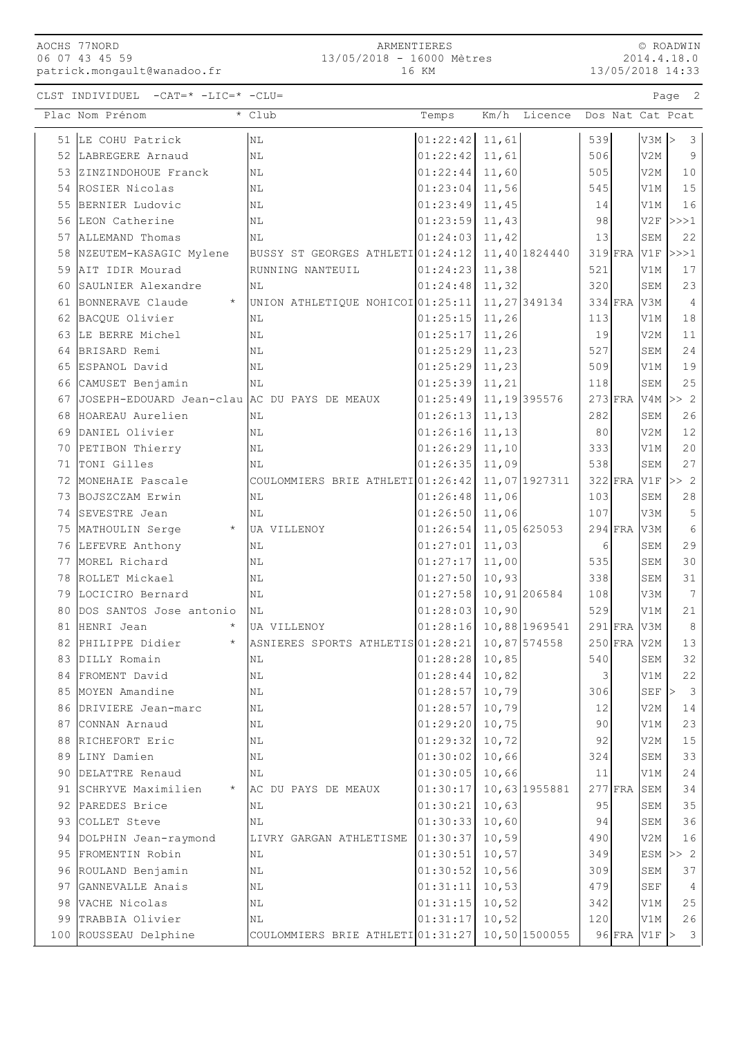AOCHS 77NORD
06 07 43 45 59
patrick.mongault@wanadoo.fr

ARMENTIERES
13/05/2018 - 16000 Mètres
16 KM

© ROADWIN
2014.4.18.0
13/05/2018 14:33

CLST INDIVIDUEL -CAT=* -LIC=* -CLU=

| Plac | Nom Prénom | * | Club | Temps | Km/h | Licence | Dos | Nat | Cat | Pcat |
|---|---|---|---|---|---|---|---|---|---|---|
| 51 | LE COHU Patrick | | NL | 01:22:42 | 11,61 | | 539 | | V3M | > 3 |
| 52 | LABREGERE Arnaud | | NL | 01:22:42 | 11,61 | | 506 | | V2M | 9 |
| 53 | ZINZINDOHOUE Franck | | NL | 01:22:44 | 11,60 | | 505 | | V2M | 10 |
| 54 | ROSIER Nicolas | | NL | 01:23:04 | 11,56 | | 545 | | V1M | 15 |
| 55 | BERNIER Ludovic | | NL | 01:23:49 | 11,45 | | 14 | | V1M | 16 |
| 56 | LEON Catherine | | NL | 01:23:59 | 11,43 | | 98 | | V2F | >>>1 |
| 57 | ALLEMAND Thomas | | NL | 01:24:03 | 11,42 | | 13 | | SEM | 22 |
| 58 | NZEUTEM-KASAGIC Mylene | | BUSSY ST GEORGES ATHLETI | 01:24:12 | 11,40 | 1824440 | 319 | FRA | V1F | >>>1 |
| 59 | AIT IDIR Mourad | | RUNNING NANTEUIL | 01:24:23 | 11,38 | | 521 | | V1M | 17 |
| 60 | SAULNIER Alexandre | | NL | 01:24:48 | 11,32 | | 320 | | SEM | 23 |
| 61 | BONNERAVE Claude | * | UNION ATHLETIQUE NOHICOI | 01:25:11 | 11,27 | 349134 | 334 | FRA | V3M | 4 |
| 62 | BACQUE Olivier | | NL | 01:25:15 | 11,26 | | 113 | | V1M | 18 |
| 63 | LE BERRE Michel | | NL | 01:25:17 | 11,26 | | 19 | | V2M | 11 |
| 64 | BRISARD Remi | | NL | 01:25:29 | 11,23 | | 527 | | SEM | 24 |
| 65 | ESPANOL David | | NL | 01:25:29 | 11,23 | | 509 | | V1M | 19 |
| 66 | CAMUSET Benjamin | | NL | 01:25:39 | 11,21 | | 118 | | SEM | 25 |
| 67 | JOSEPH-EDOUARD Jean-clau | | AC DU PAYS DE MEAUX | 01:25:49 | 11,19 | 395576 | 273 | FRA | V4M | >> 2 |
| 68 | HOAREAU Aurelien | | NL | 01:26:13 | 11,13 | | 282 | | SEM | 26 |
| 69 | DANIEL Olivier | | NL | 01:26:16 | 11,13 | | 80 | | V2M | 12 |
| 70 | PETIBON Thierry | | NL | 01:26:29 | 11,10 | | 333 | | V1M | 20 |
| 71 | TONI Gilles | | NL | 01:26:35 | 11,09 | | 538 | | SEM | 27 |
| 72 | MONEHAIE Pascale | | COULOMMIERS BRIE ATHLETI | 01:26:42 | 11,07 | 1927311 | 322 | FRA | V1F | >> 2 |
| 73 | BOJSZCZAM Erwin | | NL | 01:26:48 | 11,06 | | 103 | | SEM | 28 |
| 74 | SEVESTRE Jean | | NL | 01:26:50 | 11,06 | | 107 | | V3M | 5 |
| 75 | MATHOULIN Serge | * | UA VILLENOY | 01:26:54 | 11,05 | 625053 | 294 | FRA | V3M | 6 |
| 76 | LEFEVRE Anthony | | NL | 01:27:01 | 11,03 | | 6 | | SEM | 29 |
| 77 | MOREL Richard | | NL | 01:27:17 | 11,00 | | 535 | | SEM | 30 |
| 78 | ROLLET Mickael | | NL | 01:27:50 | 10,93 | | 338 | | SEM | 31 |
| 79 | LOCICIRO Bernard | | NL | 01:27:58 | 10,91 | 206584 | 108 | | V3M | 7 |
| 80 | DOS SANTOS Jose antonio | | NL | 01:28:03 | 10,90 | | 529 | | V1M | 21 |
| 81 | HENRI Jean | * | UA VILLENOY | 01:28:16 | 10,88 | 1969541 | 291 | FRA | V3M | 8 |
| 82 | PHILIPPE Didier | * | ASNIERES SPORTS ATHLETIS | 01:28:21 | 10,87 | 574558 | 250 | FRA | V2M | 13 |
| 83 | DILLY Romain | | NL | 01:28:28 | 10,85 | | 540 | | SEM | 32 |
| 84 | FROMENT David | | NL | 01:28:44 | 10,82 | | 3 | | V1M | 22 |
| 85 | MOYEN Amandine | | NL | 01:28:57 | 10,79 | | 306 | | SEF | > 3 |
| 86 | DRIVIERE Jean-marc | | NL | 01:28:57 | 10,79 | | 12 | | V2M | 14 |
| 87 | CONNAN Arnaud | | NL | 01:29:20 | 10,75 | | 90 | | V1M | 23 |
| 88 | RICHEFORT Eric | | NL | 01:29:32 | 10,72 | | 92 | | V2M | 15 |
| 89 | LINY Damien | | NL | 01:30:02 | 10,66 | | 324 | | SEM | 33 |
| 90 | DELATTRE Renaud | | NL | 01:30:05 | 10,66 | | 11 | | V1M | 24 |
| 91 | SCHRYVE Maximilien | * | AC DU PAYS DE MEAUX | 01:30:17 | 10,63 | 1955881 | 277 | FRA | SEM | 34 |
| 92 | PAREDES Brice | | NL | 01:30:21 | 10,63 | | 95 | | SEM | 35 |
| 93 | COLLET Steve | | NL | 01:30:33 | 10,60 | | 94 | | SEM | 36 |
| 94 | DOLPHIN Jean-raymond | | LIVRY GARGAN ATHLETISME | 01:30:37 | 10,59 | | 490 | | V2M | 16 |
| 95 | FROMENTIN Robin | | NL | 01:30:51 | 10,57 | | 349 | | ESM | >> 2 |
| 96 | ROULAND Benjamin | | NL | 01:30:52 | 10,56 | | 309 | | SEM | 37 |
| 97 | GANNEVALLE Anais | | NL | 01:31:11 | 10,53 | | 479 | | SEF | 4 |
| 98 | VACHE Nicolas | | NL | 01:31:15 | 10,52 | | 342 | | V1M | 25 |
| 99 | TRABBIA Olivier | | NL | 01:31:17 | 10,52 | | 120 | | V1M | 26 |
| 100 | ROUSSEAU Delphine | | COULOMMIERS BRIE ATHLETI | 01:31:27 | 10,50 | 1500055 | 96 | FRA | V1F | > 3 |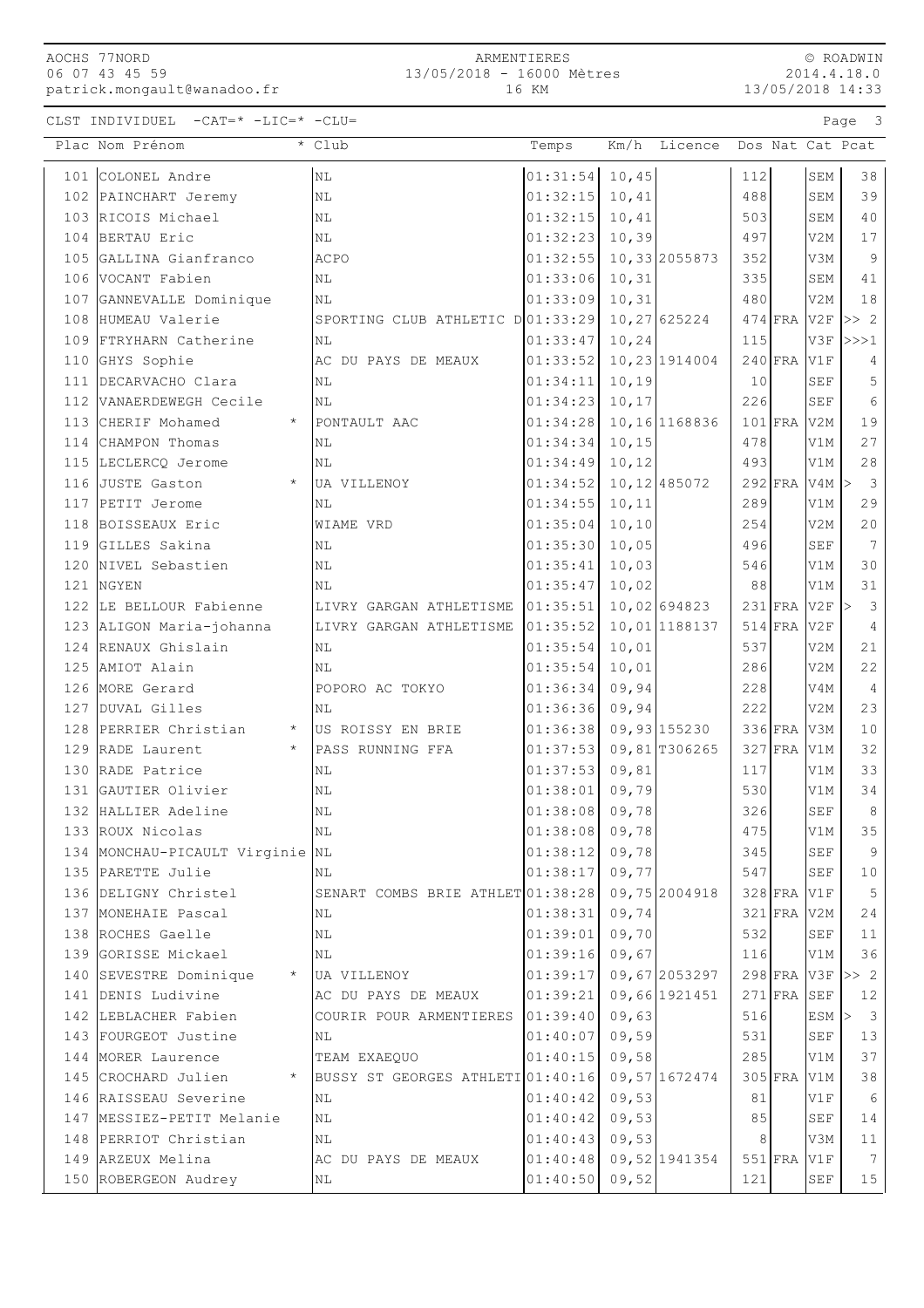CLST INDIVIDUEL -CAT=* -LIC=* -CLU=

| Plac | Nom Prénom | * | Club | Temps | Km/h | Licence | Dos | Nat | Cat | Pcat |
|---|---|---|---|---|---|---|---|---|---|---|
| 101 | COLONEL Andre | | NL | 01:31:54 | 10,45 | | 112 | | SEM | 38 |
| 102 | PAINCHART Jeremy | | NL | 01:32:15 | 10,41 | | 488 | | SEM | 39 |
| 103 | RICOIS Michael | | NL | 01:32:15 | 10,41 | | 503 | | SEM | 40 |
| 104 | BERTAU Eric | | NL | 01:32:23 | 10,39 | | 497 | | V2M | 17 |
| 105 | GALLINA Gianfranco | | ACPO | 01:32:55 | 10,33 | 2055873 | 352 | | V3M | 9 |
| 106 | VOCANT Fabien | | NL | 01:33:06 | 10,31 | | 335 | | SEM | 41 |
| 107 | GANNEVALLE Dominique | | NL | 01:33:09 | 10,31 | | 480 | | V2M | 18 |
| 108 | HUMEAU Valerie | | SPORTING CLUB ATHLETIC D | 01:33:29 | 10,27 | 625224 | 474 | FRA | V2F | >> 2 |
| 109 | FTRYHARN Catherine | | NL | 01:33:47 | 10,24 | | 115 | | V3F | >>>1 |
| 110 | GHYS Sophie | | AC DU PAYS DE MEAUX | 01:33:52 | 10,23 | 1914004 | 240 | FRA | V1F | 4 |
| 111 | DECARVACHO Clara | | NL | 01:34:11 | 10,19 | | 10 | | SEF | 5 |
| 112 | VANAERDEWEGH Cecile | | NL | 01:34:23 | 10,17 | | 226 | | SEF | 6 |
| 113 | CHERIF Mohamed | * | PONTAULT AAC | 01:34:28 | 10,16 | 1168836 | 101 | FRA | V2M | 19 |
| 114 | CHAMPON Thomas | | NL | 01:34:34 | 10,15 | | 478 | | V1M | 27 |
| 115 | LECLERCQ Jerome | | NL | 01:34:49 | 10,12 | | 493 | | V1M | 28 |
| 116 | JUSTE Gaston | * | UA VILLENOY | 01:34:52 | 10,12 | 485072 | 292 | FRA | V4M | > 3 |
| 117 | PETIT Jerome | | NL | 01:34:55 | 10,11 | | 289 | | V1M | 29 |
| 118 | BOISSEAUX Eric | | WIAME VRD | 01:35:04 | 10,10 | | 254 | | V2M | 20 |
| 119 | GILLES Sakina | | NL | 01:35:30 | 10,05 | | 496 | | SEF | 7 |
| 120 | NIVEL Sebastien | | NL | 01:35:41 | 10,03 | | 546 | | V1M | 30 |
| 121 | NGYEN | | NL | 01:35:47 | 10,02 | | 88 | | V1M | 31 |
| 122 | LE BELLOUR Fabienne | | LIVRY GARGAN ATHLETISME | 01:35:51 | 10,02 | 694823 | 231 | FRA | V2F | > 3 |
| 123 | ALIGON Maria-johanna | | LIVRY GARGAN ATHLETISME | 01:35:52 | 10,01 | 1188137 | 514 | FRA | V2F | 4 |
| 124 | RENAUX Ghislain | | NL | 01:35:54 | 10,01 | | 537 | | V2M | 21 |
| 125 | AMIOT Alain | | NL | 01:35:54 | 10,01 | | 286 | | V2M | 22 |
| 126 | MORE Gerard | | POPORO AC TOKYO | 01:36:34 | 09,94 | | 228 | | V4M | 4 |
| 127 | DUVAL Gilles | | NL | 01:36:36 | 09,94 | | 222 | | V2M | 23 |
| 128 | PERRIER Christian | * | US ROISSY EN BRIE | 01:36:38 | 09,93 | 155230 | 336 | FRA | V3M | 10 |
| 129 | RADE Laurent | * | PASS RUNNING FFA | 01:37:53 | 09,81 | T306265 | 327 | FRA | V1M | 32 |
| 130 | RADE Patrice | | NL | 01:37:53 | 09,81 | | 117 | | V1M | 33 |
| 131 | GAUTIER Olivier | | NL | 01:38:01 | 09,79 | | 530 | | V1M | 34 |
| 132 | HALLIER Adeline | | NL | 01:38:08 | 09,78 | | 326 | | SEF | 8 |
| 133 | ROUX Nicolas | | NL | 01:38:08 | 09,78 | | 475 | | V1M | 35 |
| 134 | MONCHAU-PICAULT Virginie | | NL | 01:38:12 | 09,78 | | 345 | | SEF | 9 |
| 135 | PARETTE Julie | | NL | 01:38:17 | 09,77 | | 547 | | SEF | 10 |
| 136 | DELIGNY Christel | | SENART COMBS BRIE ATHLET | 01:38:28 | 09,75 | 2004918 | 328 | FRA | V1F | 5 |
| 137 | MONEHAIE Pascal | | NL | 01:38:31 | 09,74 | | 321 | FRA | V2M | 24 |
| 138 | ROCHES Gaelle | | NL | 01:39:01 | 09,70 | | 532 | | SEF | 11 |
| 139 | GORISSE Mickael | | NL | 01:39:16 | 09,67 | | 116 | | V1M | 36 |
| 140 | SEVESTRE Dominique | * | UA VILLENOY | 01:39:17 | 09,67 | 2053297 | 298 | FRA | V3F | >> 2 |
| 141 | DENIS Ludivine | | AC DU PAYS DE MEAUX | 01:39:21 | 09,66 | 1921451 | 271 | FRA | SEF | 12 |
| 142 | LEBLACHER Fabien | | COURIR POUR ARMENTIERES | 01:39:40 | 09,63 | | 516 | | ESM | > 3 |
| 143 | FOURGEOT Justine | | NL | 01:40:07 | 09,59 | | 531 | | SEF | 13 |
| 144 | MORER Laurence | | TEAM EXAEQUO | 01:40:15 | 09,58 | | 285 | | V1M | 37 |
| 145 | CROCHARD Julien | * | BUSSY ST GEORGES ATHLETI | 01:40:16 | 09,57 | 1672474 | 305 | FRA | V1M | 38 |
| 146 | RAISSEAU Severine | | NL | 01:40:42 | 09,53 | | 81 | | V1F | 6 |
| 147 | MESSIEZ-PETIT Melanie | | NL | 01:40:42 | 09,53 | | 85 | | SEF | 14 |
| 148 | PERRIOT Christian | | NL | 01:40:43 | 09,53 | | 8 | | V3M | 11 |
| 149 | ARZEUX Melina | | AC DU PAYS DE MEAUX | 01:40:48 | 09,52 | 1941354 | 551 | FRA | V1F | 7 |
| 150 | ROBERGEON Audrey | | NL | 01:40:50 | 09,52 | | 121 | | SEF | 15 |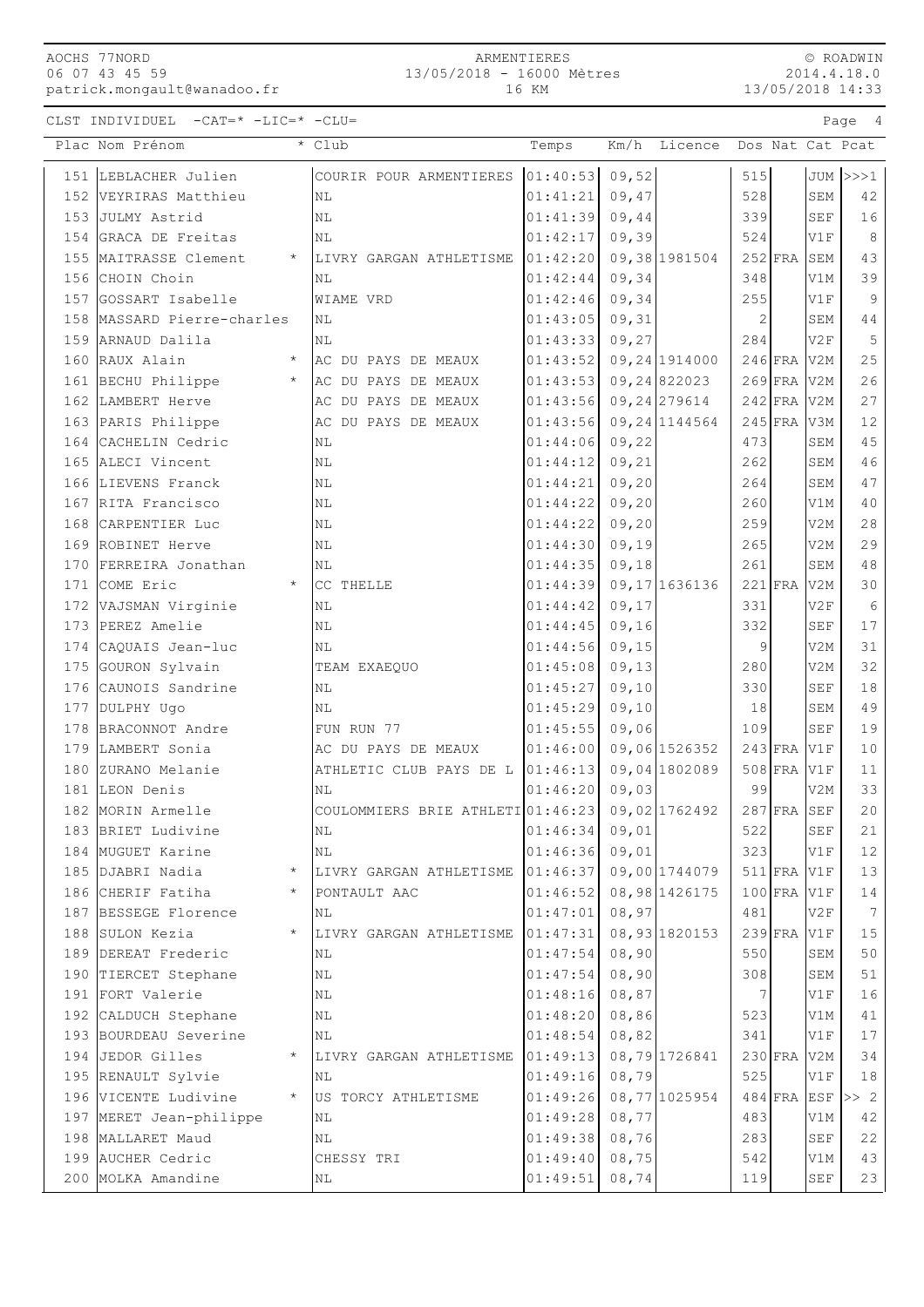CLST INDIVIDUEL -CAT=* -LIC=* -CLU=

| Plac | Nom Prénom | * | Club | Temps | Km/h | Licence | Dos | Nat | Cat | Pcat |
|---|---|---|---|---|---|---|---|---|---|---|
| 151 | LEBLACHER Julien | | COURIR POUR ARMENTIERES | 01:40:53 | 09,52 | | 515 | | JUM | >>>1 |
| 152 | VEYRIRAS Matthieu | | NL | 01:41:21 | 09,47 | | 528 | | SEM | 42 |
| 153 | JULMY Astrid | | NL | 01:41:39 | 09,44 | | 339 | | SEF | 16 |
| 154 | GRACA DE Freitas | | NL | 01:42:17 | 09,39 | | 524 | | V1F | 8 |
| 155 | MAITRASSE Clement | * | LIVRY GARGAN ATHLETISME | 01:42:20 | 09,38 | 1981504 | 252 | FRA | SEM | 43 |
| 156 | CHOIN Choin | | NL | 01:42:44 | 09,34 | | 348 | | V1M | 39 |
| 157 | GOSSART Isabelle | | WIAME VRD | 01:42:46 | 09,34 | | 255 | | V1F | 9 |
| 158 | MASSARD Pierre-charles | | NL | 01:43:05 | 09,31 | | 2 | | SEM | 44 |
| 159 | ARNAUD Dalila | | NL | 01:43:33 | 09,27 | | 284 | | V2F | 5 |
| 160 | RAUX Alain | * | AC DU PAYS DE MEAUX | 01:43:52 | 09,24 | 1914000 | 246 | FRA | V2M | 25 |
| 161 | BECHU Philippe | * | AC DU PAYS DE MEAUX | 01:43:53 | 09,24 | 822023 | 269 | FRA | V2M | 26 |
| 162 | LAMBERT Herve | | AC DU PAYS DE MEAUX | 01:43:56 | 09,24 | 279614 | 242 | FRA | V2M | 27 |
| 163 | PARIS Philippe | | AC DU PAYS DE MEAUX | 01:43:56 | 09,24 | 1144564 | 245 | FRA | V3M | 12 |
| 164 | CACHELIN Cedric | | NL | 01:44:06 | 09,22 | | 473 | | SEM | 45 |
| 165 | ALECI Vincent | | NL | 01:44:12 | 09,21 | | 262 | | SEM | 46 |
| 166 | LIEVENS Franck | | NL | 01:44:21 | 09,20 | | 264 | | SEM | 47 |
| 167 | RITA Francisco | | NL | 01:44:22 | 09,20 | | 260 | | V1M | 40 |
| 168 | CARPENTIER Luc | | NL | 01:44:22 | 09,20 | | 259 | | V2M | 28 |
| 169 | ROBINET Herve | | NL | 01:44:30 | 09,19 | | 265 | | V2M | 29 |
| 170 | FERREIRA Jonathan | | NL | 01:44:35 | 09,18 | | 261 | | SEM | 48 |
| 171 | COME Eric | * | CC THELLE | 01:44:39 | 09,17 | 1636136 | 221 | FRA | V2M | 30 |
| 172 | VAJSMAN Virginie | | NL | 01:44:42 | 09,17 | | 331 | | V2F | 6 |
| 173 | PEREZ Amelie | | NL | 01:44:45 | 09,16 | | 332 | | SEF | 17 |
| 174 | CAQUAIS Jean-luc | | NL | 01:44:56 | 09,15 | | 9 | | V2M | 31 |
| 175 | GOURON Sylvain | | TEAM EXAEQUO | 01:45:08 | 09,13 | | 280 | | V2M | 32 |
| 176 | CAUNOIS Sandrine | | NL | 01:45:27 | 09,10 | | 330 | | SEF | 18 |
| 177 | DULPHY Ugo | | NL | 01:45:29 | 09,10 | | 18 | | SEM | 49 |
| 178 | BRACONNOT Andre | | FUN RUN 77 | 01:45:55 | 09,06 | | 109 | | SEF | 19 |
| 179 | LAMBERT Sonia | | AC DU PAYS DE MEAUX | 01:46:00 | 09,06 | 1526352 | 243 | FRA | V1F | 10 |
| 180 | ZURANO Melanie | | ATHLETIC CLUB PAYS DE L | 01:46:13 | 09,04 | 1802089 | 508 | FRA | V1F | 11 |
| 181 | LEON Denis | | NL | 01:46:20 | 09,03 | | 99 | | V2M | 33 |
| 182 | MORIN Armelle | | COULOMMIERS BRIE ATHLETI | 01:46:23 | 09,02 | 1762492 | 287 | FRA | SEF | 20 |
| 183 | BRIET Ludivine | | NL | 01:46:34 | 09,01 | | 522 | | SEF | 21 |
| 184 | MUGUET Karine | | NL | 01:46:36 | 09,01 | | 323 | | V1F | 12 |
| 185 | DJABRI Nadia | * | LIVRY GARGAN ATHLETISME | 01:46:37 | 09,00 | 1744079 | 511 | FRA | V1F | 13 |
| 186 | CHERIF Fatiha | * | PONTAULT AAC | 01:46:52 | 08,98 | 1426175 | 100 | FRA | V1F | 14 |
| 187 | BESSEGE Florence | | NL | 01:47:01 | 08,97 | | 481 | | V2F | 7 |
| 188 | SULON Kezia | * | LIVRY GARGAN ATHLETISME | 01:47:31 | 08,93 | 1820153 | 239 | FRA | V1F | 15 |
| 189 | DEREAT Frederic | | NL | 01:47:54 | 08,90 | | 550 | | SEM | 50 |
| 190 | TIERCET Stephane | | NL | 01:47:54 | 08,90 | | 308 | | SEM | 51 |
| 191 | FORT Valerie | | NL | 01:48:16 | 08,87 | | 7 | | V1F | 16 |
| 192 | CALDUCH Stephane | | NL | 01:48:20 | 08,86 | | 523 | | V1M | 41 |
| 193 | BOURDEAU Severine | | NL | 01:48:54 | 08,82 | | 341 | | V1F | 17 |
| 194 | JEDOR Gilles | * | LIVRY GARGAN ATHLETISME | 01:49:13 | 08,79 | 1726841 | 230 | FRA | V2M | 34 |
| 195 | RENAULT Sylvie | | NL | 01:49:16 | 08,79 | | 525 | | V1F | 18 |
| 196 | VICENTE Ludivine | * | US TORCY ATHLETISME | 01:49:26 | 08,77 | 1025954 | 484 | FRA | ESF | >> 2 |
| 197 | MERET Jean-philippe | | NL | 01:49:28 | 08,77 | | 483 | | V1M | 42 |
| 198 | MALLARET Maud | | NL | 01:49:38 | 08,76 | | 283 | | SEF | 22 |
| 199 | AUCHER Cedric | | CHESSY TRI | 01:49:40 | 08,75 | | 542 | | V1M | 43 |
| 200 | MOLKA Amandine | | NL | 01:49:51 | 08,74 | | 119 | | SEF | 23 |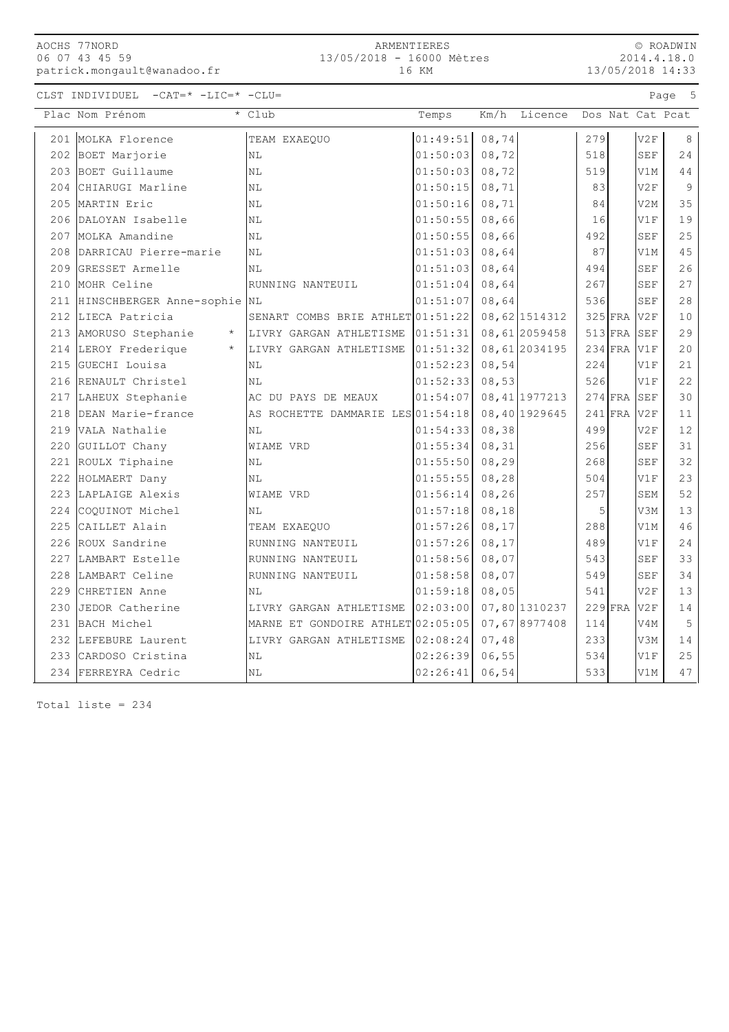CLST INDIVIDUEL -CAT=* -LIC=* -CLU=

| Plac | Nom Prénom | * | Club | Temps | Km/h | Licence | Dos | Nat | Cat | Pcat |
|---|---|---|---|---|---|---|---|---|---|---|
| 201 | MOLKA Florence | | TEAM EXAEQUO | 01:49:51 | 08,74 | | 279 | | V2F | 8 |
| 202 | BOET Marjorie | | NL | 01:50:03 | 08,72 | | 518 | | SEF | 24 |
| 203 | BOET Guillaume | | NL | 01:50:03 | 08,72 | | 519 | | V1M | 44 |
| 204 | CHIARUGI Marline | | NL | 01:50:15 | 08,71 | | 83 | | V2F | 9 |
| 205 | MARTIN Eric | | NL | 01:50:16 | 08,71 | | 84 | | V2M | 35 |
| 206 | DALOYAN Isabelle | | NL | 01:50:55 | 08,66 | | 16 | | V1F | 19 |
| 207 | MOLKA Amandine | | NL | 01:50:55 | 08,66 | | 492 | | SEF | 25 |
| 208 | DARRICAU Pierre-marie | | NL | 01:51:03 | 08,64 | | 87 | | V1M | 45 |
| 209 | GRESSET Armelle | | NL | 01:51:03 | 08,64 | | 494 | | SEF | 26 |
| 210 | MOHR Celine | | RUNNING NANTEUIL | 01:51:04 | 08,64 | | 267 | | SEF | 27 |
| 211 | HINSCHBERGER Anne-sophie | | NL | 01:51:07 | 08,64 | | 536 | | SEF | 28 |
| 212 | LIECA Patricia | | SENART COMBS BRIE ATHLET | 01:51:22 | 08,62 | 1514312 | 325 | FRA | V2F | 10 |
| 213 | AMORUSO Stephanie | * | LIVRY GARGAN ATHLETISME | 01:51:31 | 08,61 | 2059458 | 513 | FRA | SEF | 29 |
| 214 | LEROY Frederique | * | LIVRY GARGAN ATHLETISME | 01:51:32 | 08,61 | 2034195 | 234 | FRA | V1F | 20 |
| 215 | GUECHI Louisa | | NL | 01:52:23 | 08,54 | | 224 | | V1F | 21 |
| 216 | RENAULT Christel | | NL | 01:52:33 | 08,53 | | 526 | | V1F | 22 |
| 217 | LAHEUX Stephanie | | AC DU PAYS DE MEAUX | 01:54:07 | 08,41 | 1977213 | 274 | FRA | SEF | 30 |
| 218 | DEAN Marie-france | | AS ROCHETTE DAMMARIE LES | 01:54:18 | 08,40 | 1929645 | 241 | FRA | V2F | 11 |
| 219 | VALA Nathalie | | NL | 01:54:33 | 08,38 | | 499 | | V2F | 12 |
| 220 | GUILLOT Chany | | WIAME VRD | 01:55:34 | 08,31 | | 256 | | SEF | 31 |
| 221 | ROULX Tiphaine | | NL | 01:55:50 | 08,29 | | 268 | | SEF | 32 |
| 222 | HOLMAERT Dany | | NL | 01:55:55 | 08,28 | | 504 | | V1F | 23 |
| 223 | LAPLAIGE Alexis | | WIAME VRD | 01:56:14 | 08,26 | | 257 | | SEM | 52 |
| 224 | COQUINOT Michel | | NL | 01:57:18 | 08,18 | | 5 | | V3M | 13 |
| 225 | CAILLET Alain | | TEAM EXAEQUO | 01:57:26 | 08,17 | | 288 | | V1M | 46 |
| 226 | ROUX Sandrine | | RUNNING NANTEUIL | 01:57:26 | 08,17 | | 489 | | V1F | 24 |
| 227 | LAMBART Estelle | | RUNNING NANTEUIL | 01:58:56 | 08,07 | | 543 | | SEF | 33 |
| 228 | LAMBART Celine | | RUNNING NANTEUIL | 01:58:58 | 08,07 | | 549 | | SEF | 34 |
| 229 | CHRETIEN Anne | | NL | 01:59:18 | 08,05 | | 541 | | V2F | 13 |
| 230 | JEDOR Catherine | | LIVRY GARGAN ATHLETISME | 02:03:00 | 07,80 | 1310237 | 229 | FRA | V2F | 14 |
| 231 | BACH Michel | | MARNE ET GONDOIRE ATHLET | 02:05:05 | 07,67 | 8977408 | 114 | | V4M | 5 |
| 232 | LEFEBURE Laurent | | LIVRY GARGAN ATHLETISME | 02:08:24 | 07,48 | | 233 | | V3M | 14 |
| 233 | CARDOSO Cristina | | NL | 02:26:39 | 06,55 | | 534 | | V1F | 25 |
| 234 | FERREYRA Cedric | | NL | 02:26:41 | 06,54 | | 533 | | V1M | 47 |

Total liste = 234